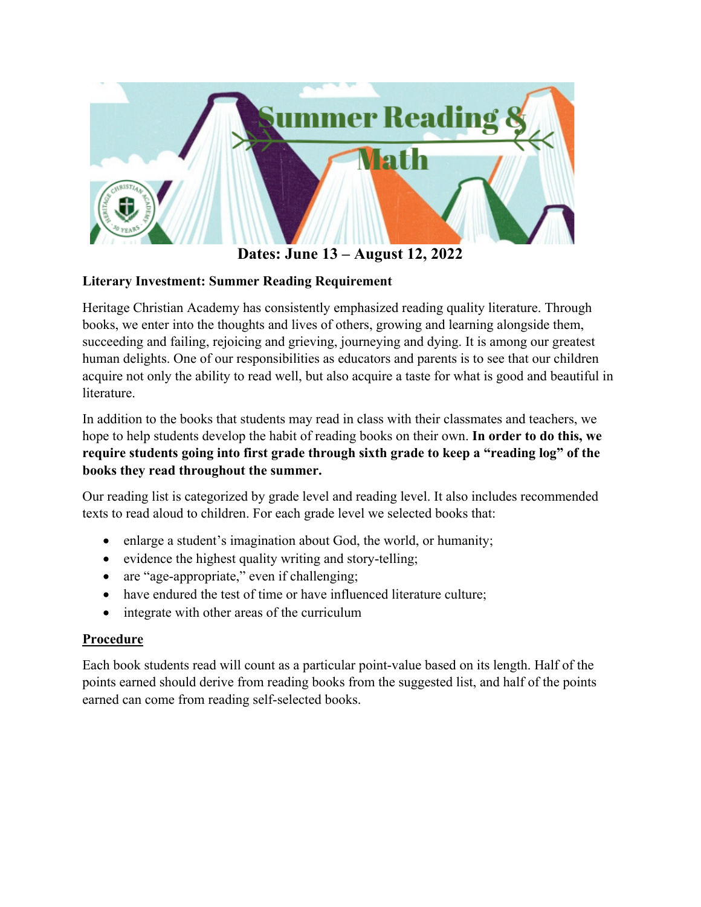# Summer Reading & Math

**Dates: June 13 – August 12, 2022**

**Literary Investment: Summer Reading Requirement**

Heritage Christian Academy has consistently emphasized reading quality literature. Through books, we enter into the thoughts and lives of others, growing and learning alongside them, succeeding and failing, rejoicing and grieving, journeying and dying. It is among our greatest human delights. One of our responsibilities as educators and parents is to see that our children acquire not only the ability to read well, but also acquire a taste for what is good and beautiful in literature.

In addition to the books that students may read in class with their classmates and teachers, we hope to help students develop the habit of reading books on their own. **In order to do this, we require students going into first grade through sixth grade to keep a "reading log" of the books they read throughout the summer.**

Our reading list is categorized by grade level and reading level. It also includes recommended texts to read aloud to children. For each grade level we selected books that:

- enlarge a student's imagination about God, the world, or humanity;
- evidence the highest quality writing and story-telling;
- are "age-appropriate," even if challenging;
- have endured the test of time or have influenced literature culture;
- integrate with other areas of the curriculum

**Procedure**

Each book students read will count as a particular point-value based on its length. Half of the points earned should derive from reading books from the suggested list, and half of the points earned can come from reading self-selected books.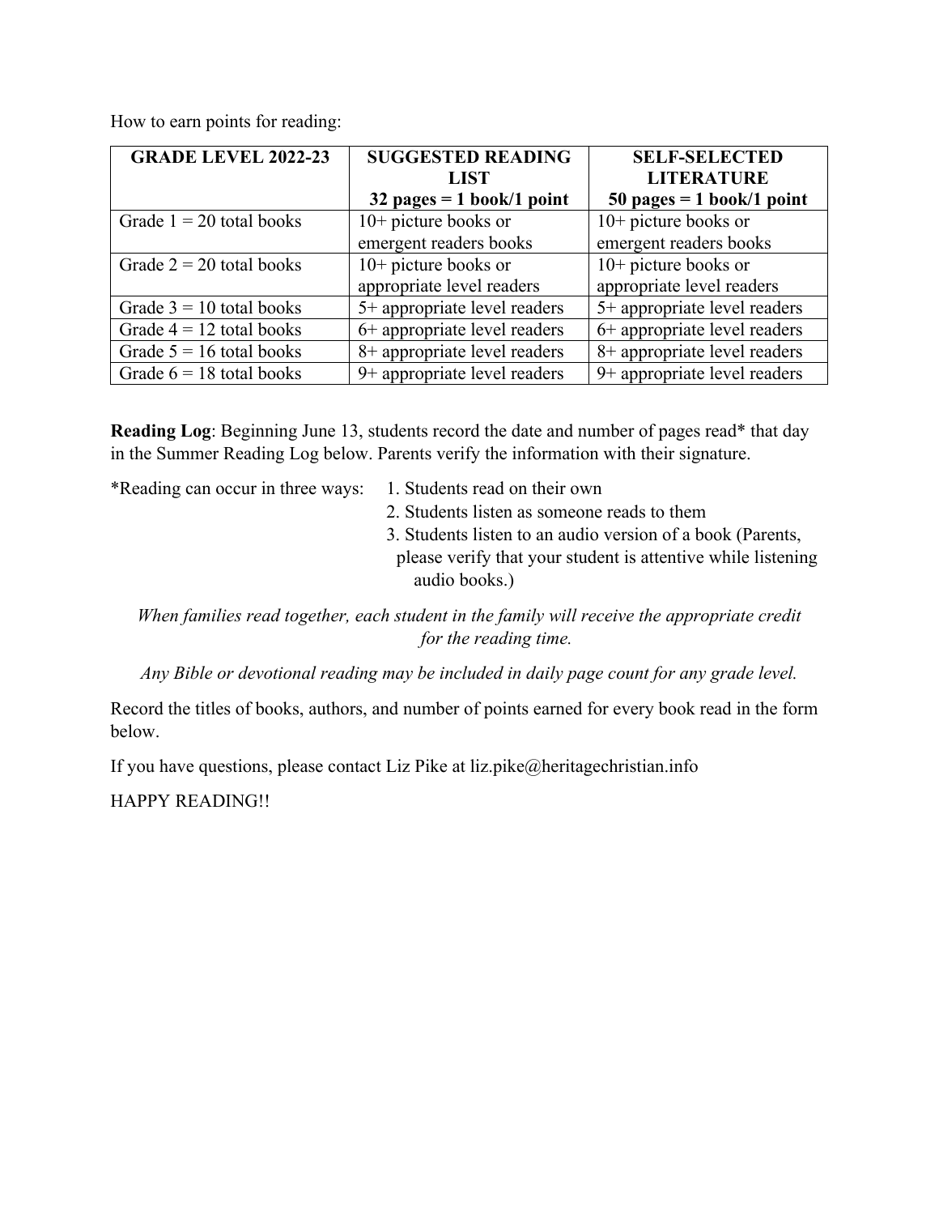How to earn points for reading:

| **GRADE LEVEL 2022-23** | **SUGGESTED READING LIST 32 pages = 1 book/1 point** | **SELF-SELECTED LITERATURE 50 pages = 1 book/1 point** |
|---|---|---|
| Grade 1 = 20 total books | 10+ picture books or emergent readers books | 10+ picture books or emergent readers books |
| Grade 2 = 20 total books | 10+ picture books or appropriate level readers | 10+ picture books or appropriate level readers |
| Grade 3 = 10 total books | 5+ appropriate level readers | 5+ appropriate level readers |
| Grade 4 = 12 total books | 6+ appropriate level readers | 6+ appropriate level readers |
| Grade 5 = 16 total books | 8+ appropriate level readers | 8+ appropriate level readers |
| Grade 6 = 18 total books | 9+ appropriate level readers | 9+ appropriate level readers |

**Reading Log**: Beginning June 13, students record the date and number of pages read* that day in the Summer Reading Log below. Parents verify the information with their signature.

*Reading can occur in three ways:

1. Students read on their own
2. Students listen as someone reads to them
3. Students listen to an audio version of a book (Parents, please verify that your student is attentive while listening audio books.)

*When families read together, each student in the family will receive the appropriate credit for the reading time.*

*Any Bible or devotional reading may be included in daily page count for any grade level.*

Record the titles of books, authors, and number of points earned for every book read in the form below.

If you have questions, please contact Liz Pike at liz.pike@heritagechristian.info

HAPPY READING!!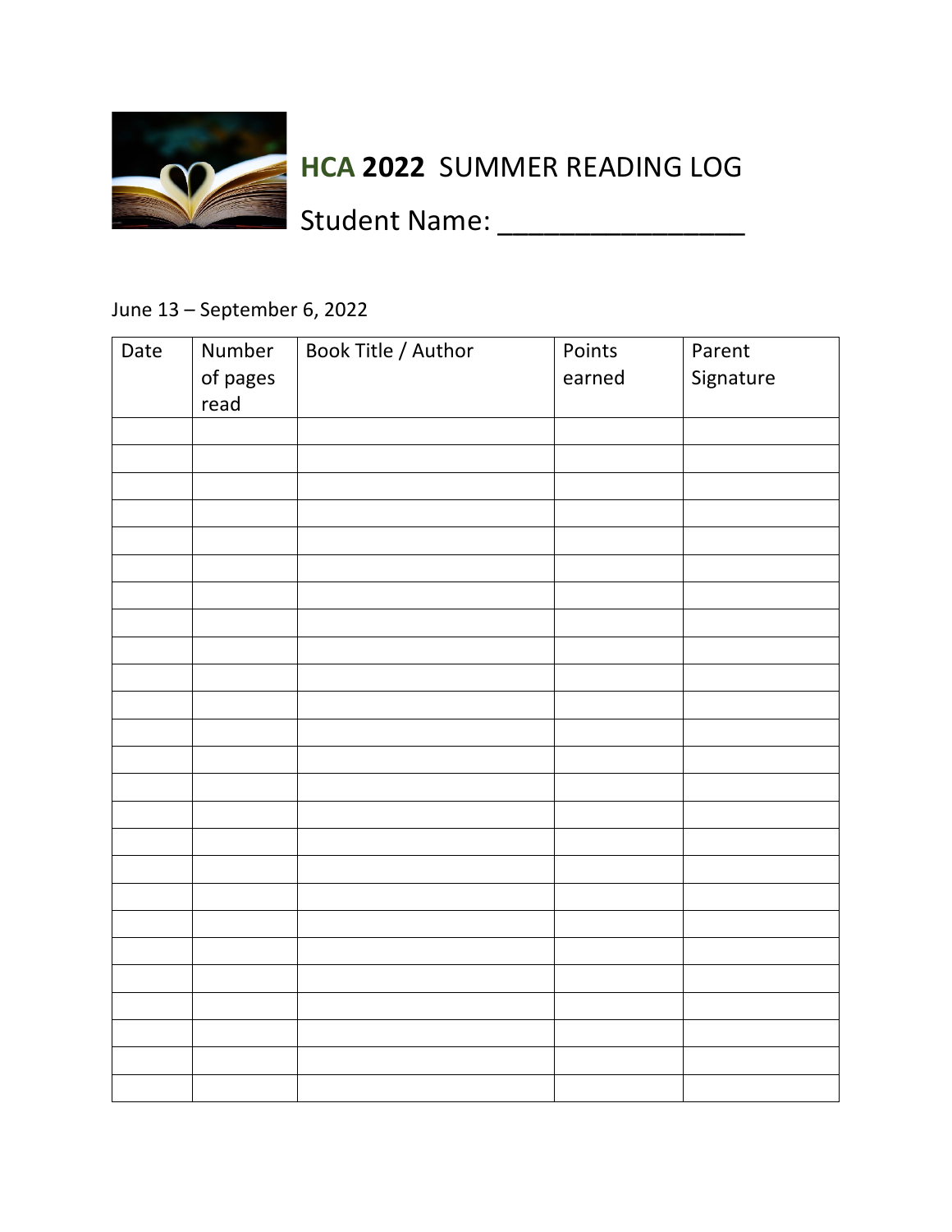# **HCA 2022** SUMMER READING LOG

Student Name: ________________

June 13 – September 6, 2022

| Date | Number of pages read | Book Title / Author | Points earned | Parent Signature |
| --- | --- | --- | --- | --- |
| | | | | |
| | | | | |
| | | | | |
| | | | | |
| | | | | |
| | | | | |
| | | | | |
| | | | | |
| | | | | |
| | | | | |
| | | | | |
| | | | | |
| | | | | |
| | | | | |
| | | | | |
| | | | | |
| | | | | |
| | | | | |
| | | | | |
| | | | | |
| | | | | |
| | | | | |
| | | | | |
| | | | | |
| | | | | |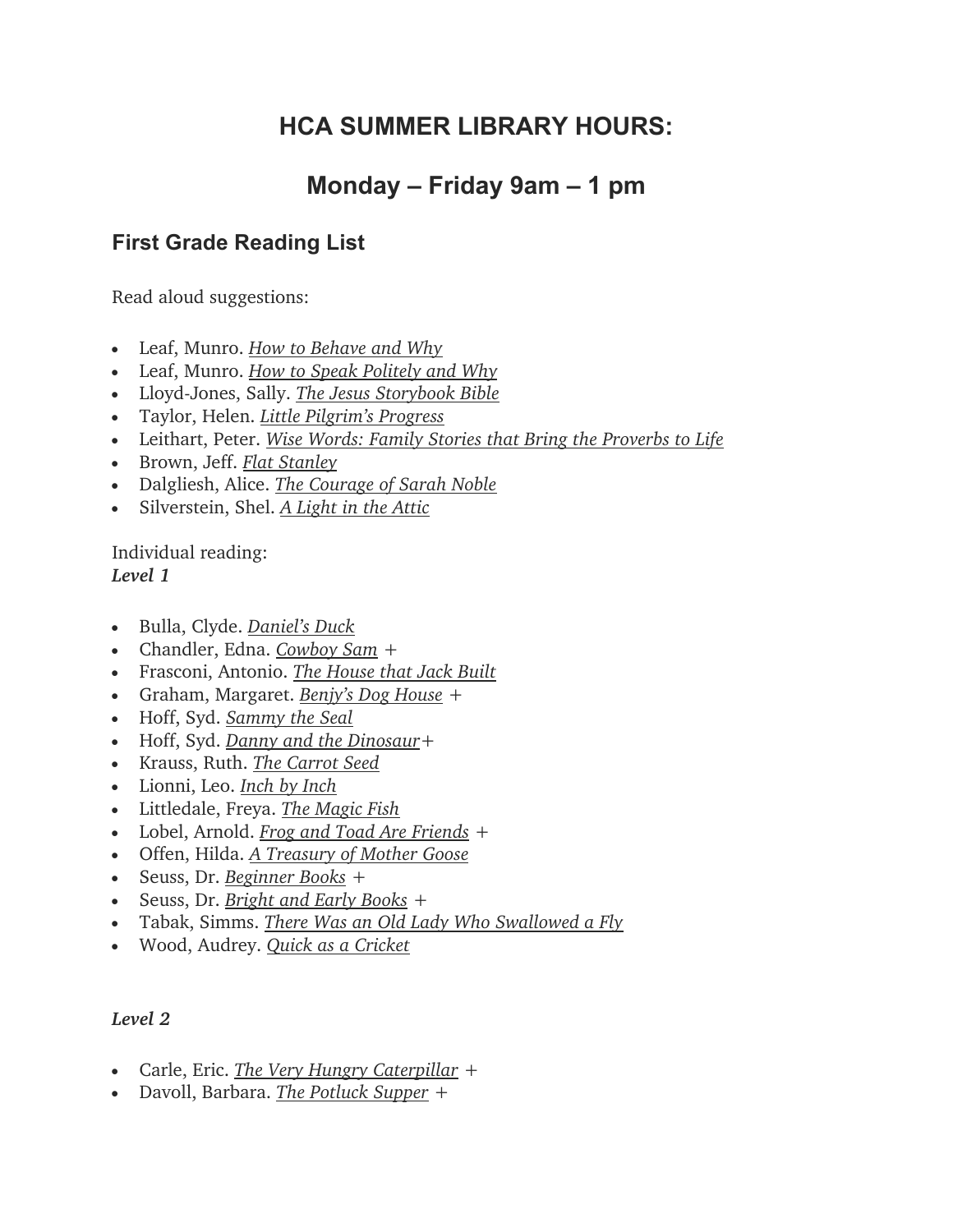# HCA SUMMER LIBRARY HOURS:

# Monday – Friday 9am – 1 pm

## First Grade Reading List

Read aloud suggestions:

- Leaf, Munro. *How to Behave and Why*
- Leaf, Munro. *How to Speak Politely and Why*
- Lloyd-Jones, Sally. *The Jesus Storybook Bible*
- Taylor, Helen. *Little Pilgrim's Progress*
- Leithart, Peter. *Wise Words: Family Stories that Bring the Proverbs to Life*
- Brown, Jeff. *Flat Stanley*
- Dalgliesh, Alice. *The Courage of Sarah Noble*
- Silverstein, Shel. *A Light in the Attic*

Individual reading:
***Level 1***

- Bulla, Clyde. *Daniel's Duck*
- Chandler, Edna. *Cowboy Sam* +
- Frasconi, Antonio. *The House that Jack Built*
- Graham, Margaret. *Benjy's Dog House* +
- Hoff, Syd. *Sammy the Seal*
- Hoff, Syd. *Danny and the Dinosaur*+
- Krauss, Ruth. *The Carrot Seed*
- Lionni, Leo. *Inch by Inch*
- Littledale, Freya. *The Magic Fish*
- Lobel, Arnold. *Frog and Toad Are Friends* +
- Offen, Hilda. *A Treasury of Mother Goose*
- Seuss, Dr. *Beginner Books* +
- Seuss, Dr. *Bright and Early Books* +
- Tabak, Simms. *There Was an Old Lady Who Swallowed a Fly*
- Wood, Audrey. *Quick as a Cricket*

***Level 2***

- Carle, Eric. *The Very Hungry Caterpillar* +
- Davoll, Barbara. *The Potluck Supper* +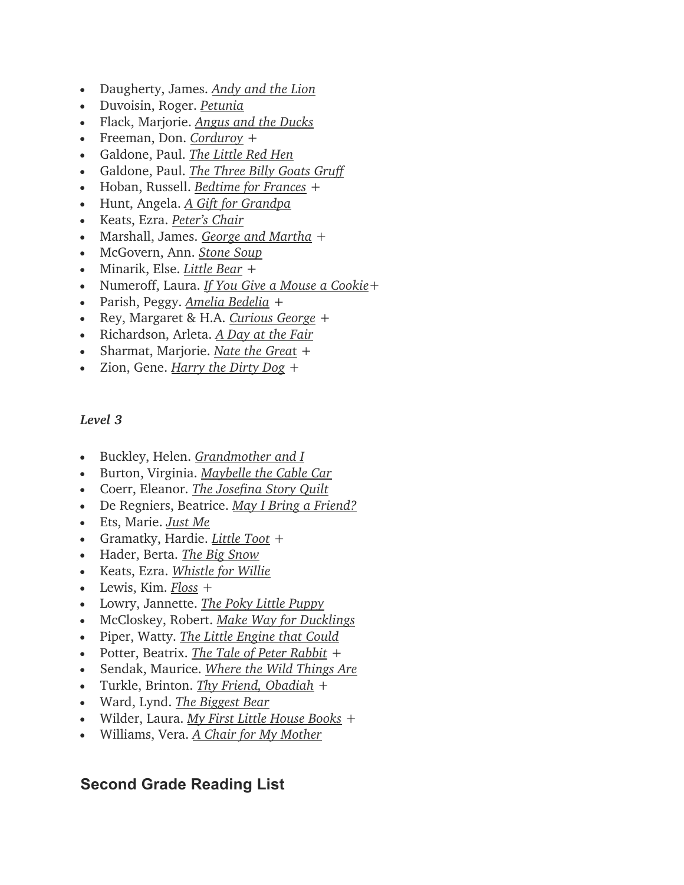- Daugherty, James. *Andy and the Lion*
- Duvoisin, Roger. *Petunia*
- Flack, Marjorie. *Angus and the Ducks*
- Freeman, Don. *Corduroy* +
- Galdone, Paul. *The Little Red Hen*
- Galdone, Paul. *The Three Billy Goats Gruff*
- Hoban, Russell. *Bedtime for Frances* +
- Hunt, Angela. *A Gift for Grandpa*
- Keats, Ezra. *Peter's Chair*
- Marshall, James. *George and Martha* +
- McGovern, Ann. *Stone Soup*
- Minarik, Else. *Little Bear* +
- Numeroff, Laura. *If You Give a Mouse a Cookie*+
- Parish, Peggy. *Amelia Bedelia* +
- Rey, Margaret & H.A. *Curious George* +
- Richardson, Arleta. *A Day at the Fair*
- Sharmat, Marjorie. *Nate the Great* +
- Zion, Gene. *Harry the Dirty Dog* +

***Level 3***

- Buckley, Helen. *Grandmother and I*
- Burton, Virginia. *Maybelle the Cable Car*
- Coerr, Eleanor. *The Josefina Story Quilt*
- De Regniers, Beatrice. *May I Bring a Friend?*
- Ets, Marie. *Just Me*
- Gramatky, Hardie. *Little Toot* +
- Hader, Berta. *The Big Snow*
- Keats, Ezra. *Whistle for Willie*
- Lewis, Kim. *Floss* +
- Lowry, Jannette. *The Poky Little Puppy*
- McCloskey, Robert. *Make Way for Ducklings*
- Piper, Watty. *The Little Engine that Could*
- Potter, Beatrix. *The Tale of Peter Rabbit* +
- Sendak, Maurice. *Where the Wild Things Are*
- Turkle, Brinton. *Thy Friend, Obadiah* +
- Ward, Lynd. *The Biggest Bear*
- Wilder, Laura. *My First Little House Books* +
- Williams, Vera. *A Chair for My Mother*

## Second Grade Reading List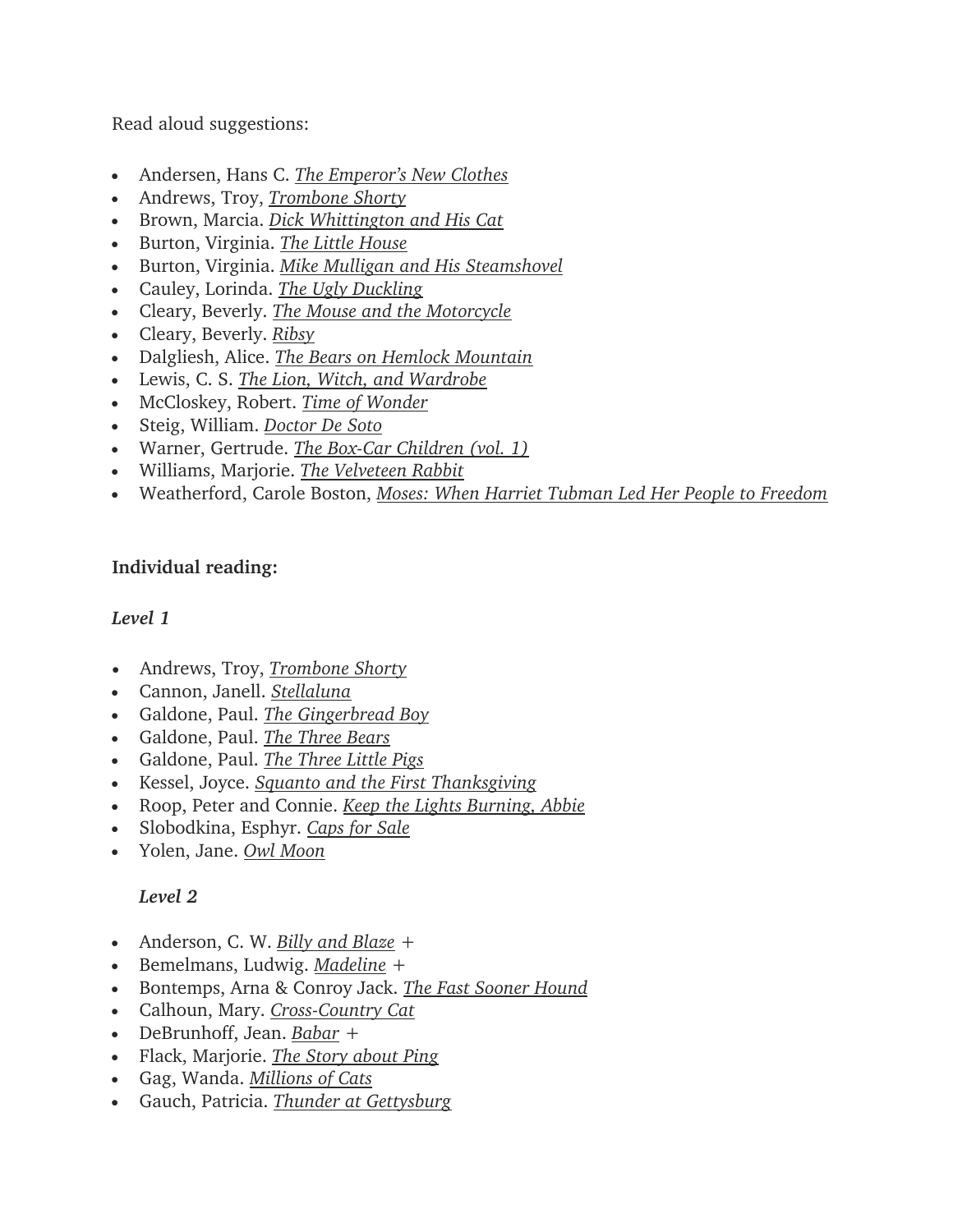Read aloud suggestions:

- Andersen, Hans C. *The Emperor's New Clothes*
- Andrews, Troy, *Trombone Shorty*
- Brown, Marcia. *Dick Whittington and His Cat*
- Burton, Virginia. *The Little House*
- Burton, Virginia. *Mike Mulligan and His Steamshovel*
- Cauley, Lorinda. *The Ugly Duckling*
- Cleary, Beverly. *The Mouse and the Motorcycle*
- Cleary, Beverly. *Ribsy*
- Dalgliesh, Alice. *The Bears on Hemlock Mountain*
- Lewis, C. S. *The Lion, Witch, and Wardrobe*
- McCloskey, Robert. *Time of Wonder*
- Steig, William. *Doctor De Soto*
- Warner, Gertrude. *The Box-Car Children (vol. 1)*
- Williams, Marjorie. *The Velveteen Rabbit*
- Weatherford, Carole Boston, *Moses: When Harriet Tubman Led Her People to Freedom*

**Individual reading:**

***Level 1***

- Andrews, Troy, *Trombone Shorty*
- Cannon, Janell. *Stellaluna*
- Galdone, Paul. *The Gingerbread Boy*
- Galdone, Paul. *The Three Bears*
- Galdone, Paul. *The Three Little Pigs*
- Kessel, Joyce. *Squanto and the First Thanksgiving*
- Roop, Peter and Connie. *Keep the Lights Burning, Abbie*
- Slobodkina, Esphyr. *Caps for Sale*
- Yolen, Jane. *Owl Moon*

***Level 2***

- Anderson, C. W. *Billy and Blaze* +
- Bemelmans, Ludwig. *Madeline* +
- Bontemps, Arna & Conroy Jack. *The Fast Sooner Hound*
- Calhoun, Mary. *Cross-Country Cat*
- DeBrunhoff, Jean. *Babar* +
- Flack, Marjorie. *The Story about Ping*
- Gag, Wanda. *Millions of Cats*
- Gauch, Patricia. *Thunder at Gettysburg*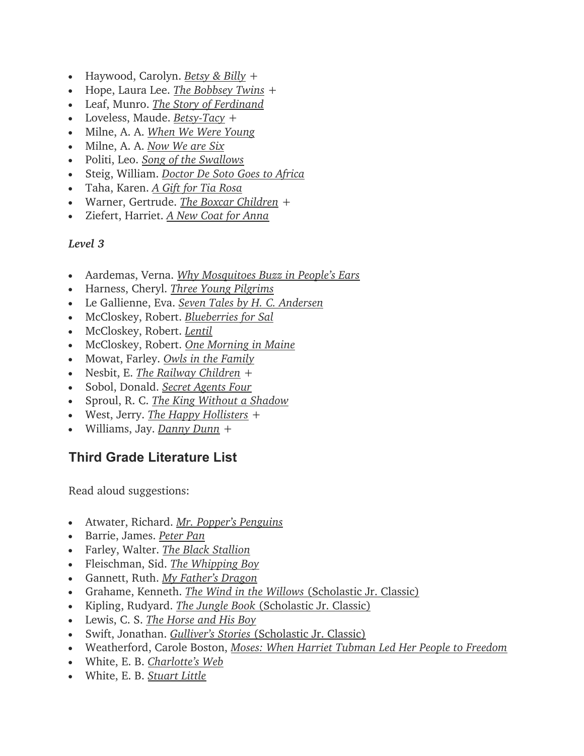- Haywood, Carolyn. *Betsy & Billy* +
- Hope, Laura Lee. *The Bobbsey Twins* +
- Leaf, Munro. *The Story of Ferdinand*
- Loveless, Maude. *Betsy-Tacy* +
- Milne, A. A. *When We Were Young*
- Milne, A. A. *Now We are Six*
- Politi, Leo. *Song of the Swallows*
- Steig, William. *Doctor De Soto Goes to Africa*
- Taha, Karen. *A Gift for Tia Rosa*
- Warner, Gertrude. *The Boxcar Children* +
- Ziefert, Harriet. *A New Coat for Anna*

***Level 3***

- Aardemas, Verna. *Why Mosquitoes Buzz in People's Ears*
- Harness, Cheryl. *Three Young Pilgrims*
- Le Gallienne, Eva. *Seven Tales by H. C. Andersen*
- McCloskey, Robert. *Blueberries for Sal*
- McCloskey, Robert. *Lentil*
- McCloskey, Robert. *One Morning in Maine*
- Mowat, Farley. *Owls in the Family*
- Nesbit, E. *The Railway Children* +
- Sobol, Donald. *Secret Agents Four*
- Sproul, R. C. *The King Without a Shadow*
- West, Jerry. *The Happy Hollisters* +
- Williams, Jay. *Danny Dunn* +

## Third Grade Literature List

Read aloud suggestions:

- Atwater, Richard. *Mr. Popper's Penguins*
- Barrie, James. *Peter Pan*
- Farley, Walter. *The Black Stallion*
- Fleischman, Sid. *The Whipping Boy*
- Gannett, Ruth. *My Father's Dragon*
- Grahame, Kenneth. *The Wind in the Willows* (Scholastic Jr. Classic)
- Kipling, Rudyard. *The Jungle Book* (Scholastic Jr. Classic)
- Lewis, C. S. *The Horse and His Boy*
- Swift, Jonathan. *Gulliver's Stories* (Scholastic Jr. Classic)
- Weatherford, Carole Boston, *Moses: When Harriet Tubman Led Her People to Freedom*
- White, E. B. *Charlotte's Web*
- White, E. B. *Stuart Little*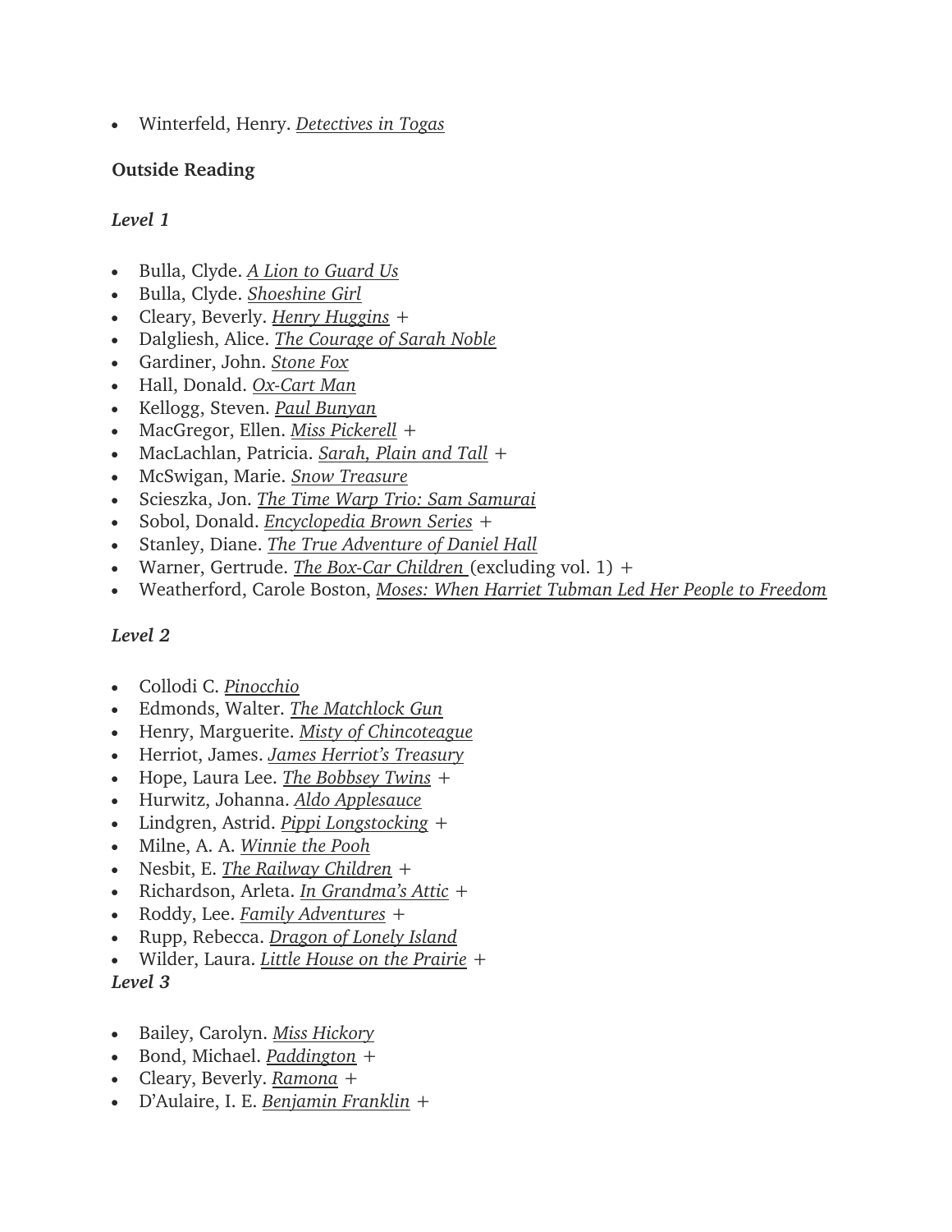- Winterfeld, Henry. *Detectives in Togas*

**Outside Reading**

***Level 1***

- Bulla, Clyde. *A Lion to Guard Us*
- Bulla, Clyde. *Shoeshine Girl*
- Cleary, Beverly. *Henry Huggins* +
- Dalgliesh, Alice. *The Courage of Sarah Noble*
- Gardiner, John. *Stone Fox*
- Hall, Donald. *Ox-Cart Man*
- Kellogg, Steven. *Paul Bunyan*
- MacGregor, Ellen. *Miss Pickerell* +
- MacLachlan, Patricia. *Sarah, Plain and Tall* +
- McSwigan, Marie. *Snow Treasure*
- Scieszka, Jon. *The Time Warp Trio: Sam Samurai*
- Sobol, Donald. *Encyclopedia Brown Series* +
- Stanley, Diane. *The True Adventure of Daniel Hall*
- Warner, Gertrude. *The Box-Car Children* (excluding vol. 1) +
- Weatherford, Carole Boston, *Moses: When Harriet Tubman Led Her People to Freedom*

***Level 2***

- Collodi C. *Pinocchio*
- Edmonds, Walter. *The Matchlock Gun*
- Henry, Marguerite. *Misty of Chincoteague*
- Herriot, James. *James Herriot's Treasury*
- Hope, Laura Lee. *The Bobbsey Twins* +
- Hurwitz, Johanna. *Aldo Applesauce*
- Lindgren, Astrid. *Pippi Longstocking* +
- Milne, A. A. *Winnie the Pooh*
- Nesbit, E. *The Railway Children* +
- Richardson, Arleta. *In Grandma's Attic* +
- Roddy, Lee. *Family Adventures* +
- Rupp, Rebecca. *Dragon of Lonely Island*
- Wilder, Laura. *Little House on the Prairie* +

***Level 3***

- Bailey, Carolyn. *Miss Hickory*
- Bond, Michael. *Paddington* +
- Cleary, Beverly. *Ramona* +
- D'Aulaire, I. E. *Benjamin Franklin* +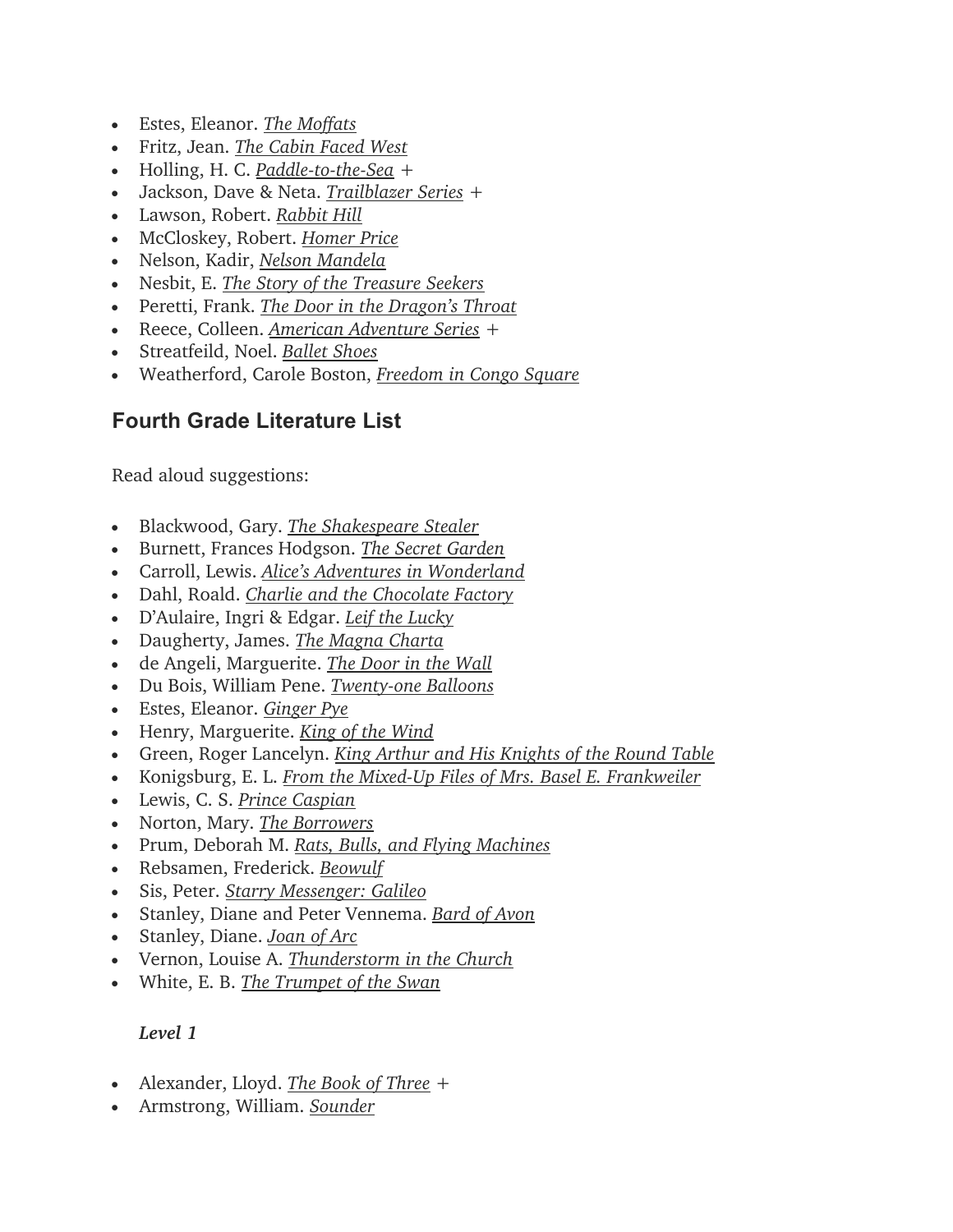- Estes, Eleanor. *The Moffats*
- Fritz, Jean. *The Cabin Faced West*
- Holling, H. C. *Paddle-to-the-Sea* +
- Jackson, Dave & Neta. *Trailblazer Series* +
- Lawson, Robert. *Rabbit Hill*
- McCloskey, Robert. *Homer Price*
- Nelson, Kadir, *Nelson Mandela*
- Nesbit, E. *The Story of the Treasure Seekers*
- Peretti, Frank. *The Door in the Dragon's Throat*
- Reece, Colleen. *American Adventure Series* +
- Streatfeild, Noel. *Ballet Shoes*
- Weatherford, Carole Boston, *Freedom in Congo Square*

## Fourth Grade Literature List

Read aloud suggestions:

- Blackwood, Gary. *The Shakespeare Stealer*
- Burnett, Frances Hodgson. *The Secret Garden*
- Carroll, Lewis. *Alice's Adventures in Wonderland*
- Dahl, Roald. *Charlie and the Chocolate Factory*
- D'Aulaire, Ingri & Edgar. *Leif the Lucky*
- Daugherty, James. *The Magna Charta*
- de Angeli, Marguerite. *The Door in the Wall*
- Du Bois, William Pene. *Twenty-one Balloons*
- Estes, Eleanor. *Ginger Pye*
- Henry, Marguerite. *King of the Wind*
- Green, Roger Lancelyn. *King Arthur and His Knights of the Round Table*
- Konigsburg, E. L. *From the Mixed-Up Files of Mrs. Basel E. Frankweiler*
- Lewis, C. S. *Prince Caspian*
- Norton, Mary. *The Borrowers*
- Prum, Deborah M. *Rats, Bulls, and Flying Machines*
- Rebsamen, Frederick. *Beowulf*
- Sis, Peter. *Starry Messenger: Galileo*
- Stanley, Diane and Peter Vennema. *Bard of Avon*
- Stanley, Diane. *Joan of Arc*
- Vernon, Louise A. *Thunderstorm in the Church*
- White, E. B. *The Trumpet of the Swan*

***Level 1***

- Alexander, Lloyd. *The Book of Three* +
- Armstrong, William. *Sounder*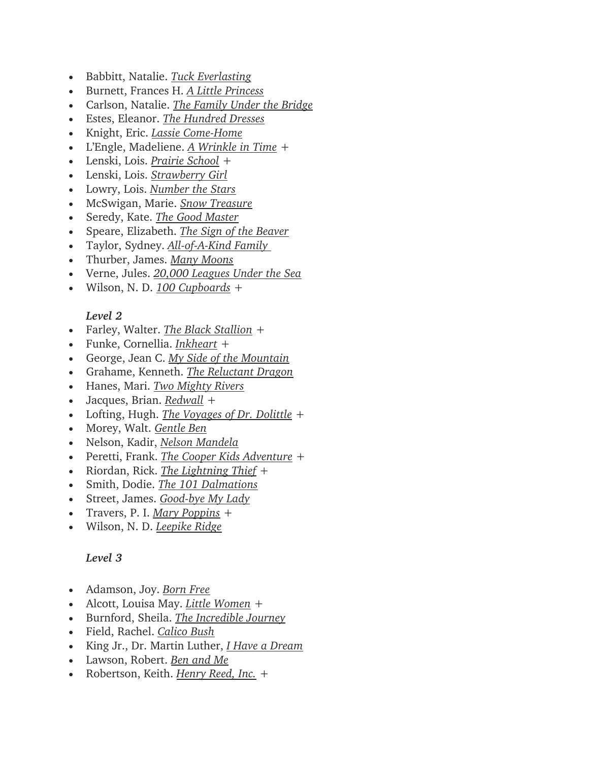- Babbitt, Natalie. *Tuck Everlasting*
- Burnett, Frances H. *A Little Princess*
- Carlson, Natalie. *The Family Under the Bridge*
- Estes, Eleanor. *The Hundred Dresses*
- Knight, Eric. *Lassie Come-Home*
- L'Engle, Madeliene. *A Wrinkle in Time* +
- Lenski, Lois. *Prairie School* +
- Lenski, Lois. *Strawberry Girl*
- Lowry, Lois. *Number the Stars*
- McSwigan, Marie. *Snow Treasure*
- Seredy, Kate. *The Good Master*
- Speare, Elizabeth. *The Sign of the Beaver*
- Taylor, Sydney. *All-of-A-Kind Family*
- Thurber, James. *Many Moons*
- Verne, Jules. *20,000 Leagues Under the Sea*
- Wilson, N. D. *100 Cupboards* +

***Level 2***

- Farley, Walter. *The Black Stallion* +
- Funke, Cornellia. *Inkheart* +
- George, Jean C. *My Side of the Mountain*
- Grahame, Kenneth. *The Reluctant Dragon*
- Hanes, Mari. *Two Mighty Rivers*
- Jacques, Brian. *Redwall* +
- Lofting, Hugh. *The Voyages of Dr. Dolittle* +
- Morey, Walt. *Gentle Ben*
- Nelson, Kadir, *Nelson Mandela*
- Peretti, Frank. *The Cooper Kids Adventure* +
- Riordan, Rick. *The Lightning Thief* +
- Smith, Dodie. *The 101 Dalmations*
- Street, James. *Good-bye My Lady*
- Travers, P. I. *Mary Poppins* +
- Wilson, N. D. *Leepike Ridge*

***Level 3***

- Adamson, Joy. *Born Free*
- Alcott, Louisa May. *Little Women* +
- Burnford, Sheila. *The Incredible Journey*
- Field, Rachel. *Calico Bush*
- King Jr., Dr. Martin Luther, *I Have a Dream*
- Lawson, Robert. *Ben and Me*
- Robertson, Keith. *Henry Reed, Inc.* +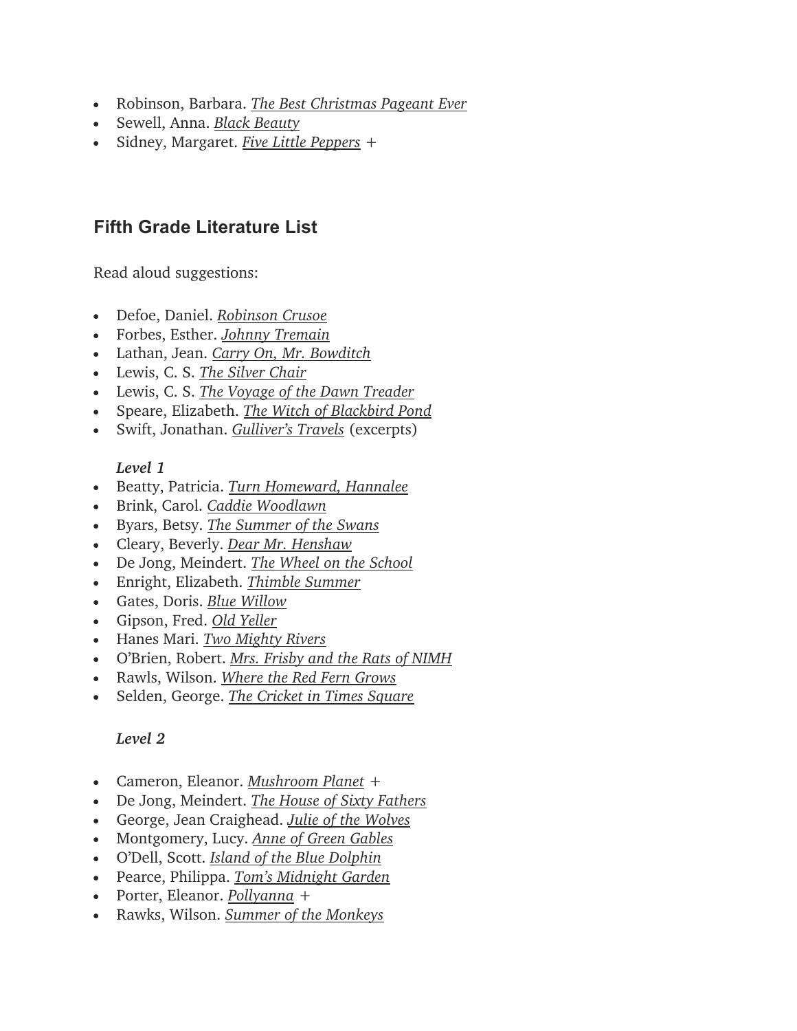- Robinson, Barbara. *The Best Christmas Pageant Ever*
- Sewell, Anna. *Black Beauty*
- Sidney, Margaret. *Five Little Peppers* +

## Fifth Grade Literature List

Read aloud suggestions:

- Defoe, Daniel. *Robinson Crusoe*
- Forbes, Esther. *Johnny Tremain*
- Lathan, Jean. *Carry On, Mr. Bowditch*
- Lewis, C. S. *The Silver Chair*
- Lewis, C. S. *The Voyage of the Dawn Treader*
- Speare, Elizabeth. *The Witch of Blackbird Pond*
- Swift, Jonathan. *Gulliver's Travels* (excerpts)

***Level 1***

- Beatty, Patricia. *Turn Homeward, Hannalee*
- Brink, Carol. *Caddie Woodlawn*
- Byars, Betsy. *The Summer of the Swans*
- Cleary, Beverly. *Dear Mr. Henshaw*
- De Jong, Meindert. *The Wheel on the School*
- Enright, Elizabeth. *Thimble Summer*
- Gates, Doris. *Blue Willow*
- Gipson, Fred. *Old Yeller*
- Hanes Mari. *Two Mighty Rivers*
- O'Brien, Robert. *Mrs. Frisby and the Rats of NIMH*
- Rawls, Wilson. *Where the Red Fern Grows*
- Selden, George. *The Cricket in Times Square*

***Level 2***

- Cameron, Eleanor. *Mushroom Planet* +
- De Jong, Meindert. *The House of Sixty Fathers*
- George, Jean Craighead. *Julie of the Wolves*
- Montgomery, Lucy. *Anne of Green Gables*
- O'Dell, Scott. *Island of the Blue Dolphin*
- Pearce, Philippa. *Tom's Midnight Garden*
- Porter, Eleanor. *Pollyanna* +
- Rawks, Wilson. *Summer of the Monkeys*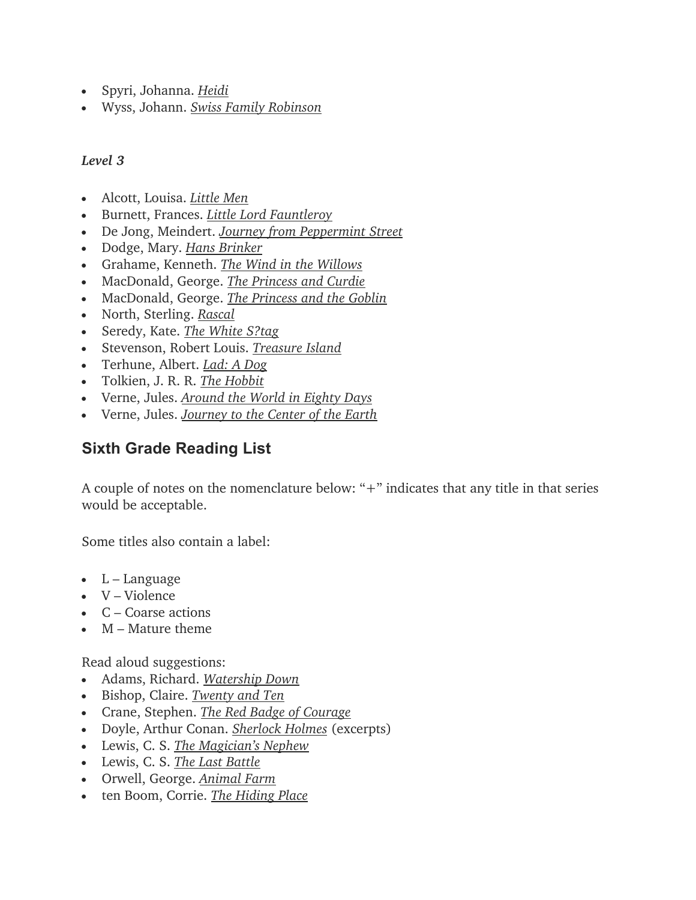- Spyri, Johanna. *Heidi*
- Wyss, Johann. *Swiss Family Robinson*

***Level 3***

- Alcott, Louisa. *Little Men*
- Burnett, Frances. *Little Lord Fauntleroy*
- De Jong, Meindert. *Journey from Peppermint Street*
- Dodge, Mary. *Hans Brinker*
- Grahame, Kenneth. *The Wind in the Willows*
- MacDonald, George. *The Princess and Curdie*
- MacDonald, George. *The Princess and the Goblin*
- North, Sterling. *Rascal*
- Seredy, Kate. *The White S?tag*
- Stevenson, Robert Louis. *Treasure Island*
- Terhune, Albert. *Lad: A Dog*
- Tolkien, J. R. R. *The Hobbit*
- Verne, Jules. *Around the World in Eighty Days*
- Verne, Jules. *Journey to the Center of the Earth*

## Sixth Grade Reading List

A couple of notes on the nomenclature below: "+" indicates that any title in that series would be acceptable.

Some titles also contain a label:

- L – Language
- V – Violence
- C – Coarse actions
- M – Mature theme

Read aloud suggestions:

- Adams, Richard. *Watership Down*
- Bishop, Claire. *Twenty and Ten*
- Crane, Stephen. *The Red Badge of Courage*
- Doyle, Arthur Conan. *Sherlock Holmes* (excerpts)
- Lewis, C. S. *The Magician's Nephew*
- Lewis, C. S. *The Last Battle*
- Orwell, George. *Animal Farm*
- ten Boom, Corrie. *The Hiding Place*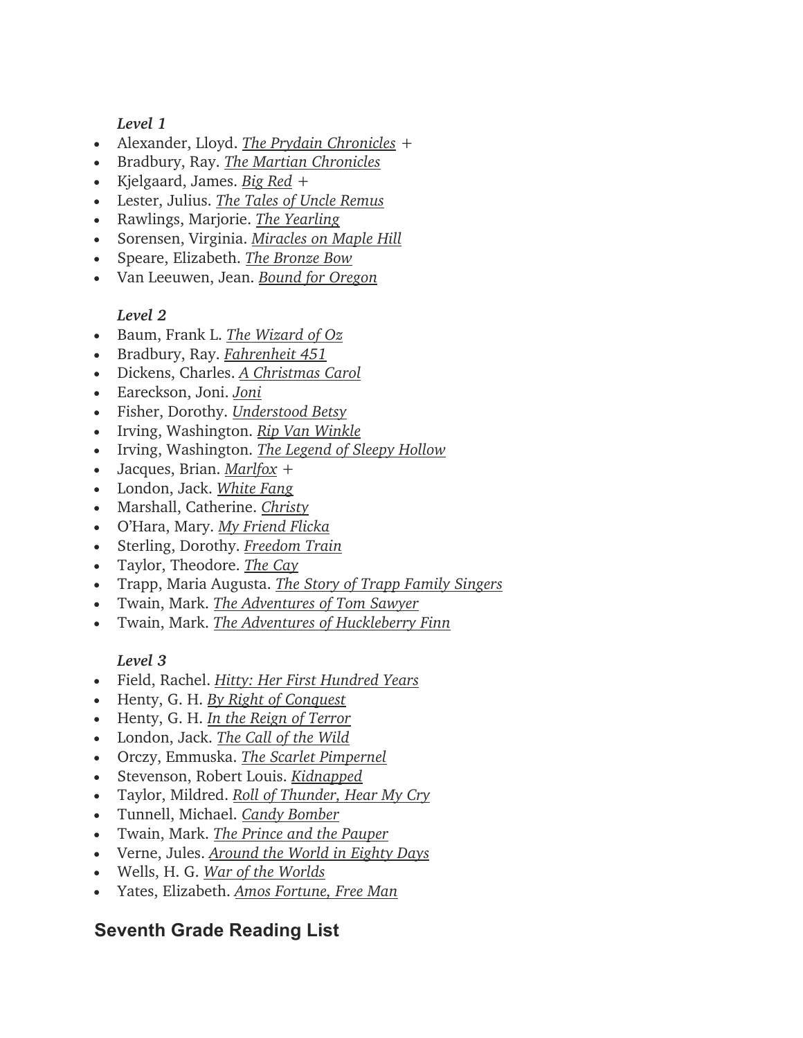***Level 1***

- Alexander, Lloyd. *The Prydain Chronicles* +
- Bradbury, Ray. *The Martian Chronicles*
- Kjelgaard, James. *Big Red* +
- Lester, Julius. *The Tales of Uncle Remus*
- Rawlings, Marjorie. *The Yearling*
- Sorensen, Virginia. *Miracles on Maple Hill*
- Speare, Elizabeth. *The Bronze Bow*
- Van Leeuwen, Jean. *Bound for Oregon*

***Level 2***

- Baum, Frank L. *The Wizard of Oz*
- Bradbury, Ray. *Fahrenheit 451*
- Dickens, Charles. *A Christmas Carol*
- Eareckson, Joni. *Joni*
- Fisher, Dorothy. *Understood Betsy*
- Irving, Washington. *Rip Van Winkle*
- Irving, Washington. *The Legend of Sleepy Hollow*
- Jacques, Brian. *Marlfox* +
- London, Jack. *White Fang*
- Marshall, Catherine. *Christy*
- O'Hara, Mary. *My Friend Flicka*
- Sterling, Dorothy. *Freedom Train*
- Taylor, Theodore. *The Cay*
- Trapp, Maria Augusta. *The Story of Trapp Family Singers*
- Twain, Mark. *The Adventures of Tom Sawyer*
- Twain, Mark. *The Adventures of Huckleberry Finn*

***Level 3***

- Field, Rachel. *Hitty: Her First Hundred Years*
- Henty, G. H. *By Right of Conquest*
- Henty, G. H. *In the Reign of Terror*
- London, Jack. *The Call of the Wild*
- Orczy, Emmuska. *The Scarlet Pimpernel*
- Stevenson, Robert Louis. *Kidnapped*
- Taylor, Mildred. *Roll of Thunder, Hear My Cry*
- Tunnell, Michael. *Candy Bomber*
- Twain, Mark. *The Prince and the Pauper*
- Verne, Jules. *Around the World in Eighty Days*
- Wells, H. G. *War of the Worlds*
- Yates, Elizabeth. *Amos Fortune, Free Man*

## Seventh Grade Reading List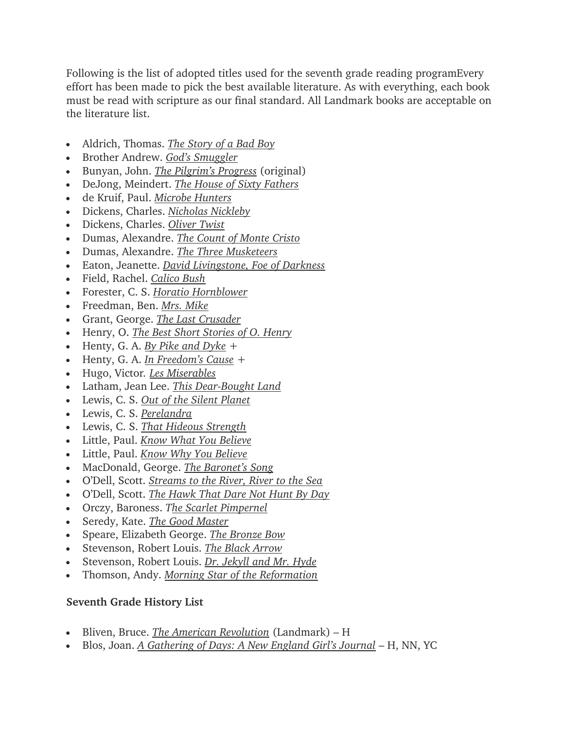Following is the list of adopted titles used for the seventh grade reading programEvery effort has been made to pick the best available literature. As with everything, each book must be read with scripture as our final standard. All Landmark books are acceptable on the literature list.

- Aldrich, Thomas. *The Story of a Bad Boy*
- Brother Andrew. *God's Smuggler*
- Bunyan, John. *The Pilgrim's Progress* (original)
- DeJong, Meindert. *The House of Sixty Fathers*
- de Kruif, Paul. *Microbe Hunters*
- Dickens, Charles. *Nicholas Nickleby*
- Dickens, Charles. *Oliver Twist*
- Dumas, Alexandre. *The Count of Monte Cristo*
- Dumas, Alexandre. *The Three Musketeers*
- Eaton, Jeanette. *David Livingstone, Foe of Darkness*
- Field, Rachel. *Calico Bush*
- Forester, C. S. *Horatio Hornblower*
- Freedman, Ben. *Mrs. Mike*
- Grant, George. *The Last Crusader*
- Henry, O. *The Best Short Stories of O. Henry*
- Henty, G. A. *By Pike and Dyke* +
- Henty, G. A. *In Freedom's Cause* +
- Hugo, Victor. *Les Miserables*
- Latham, Jean Lee. *This Dear-Bought Land*
- Lewis, C. S. *Out of the Silent Planet*
- Lewis, C. S. *Perelandra*
- Lewis, C. S. *That Hideous Strength*
- Little, Paul. *Know What You Believe*
- Little, Paul. *Know Why You Believe*
- MacDonald, George. *The Baronet's Song*
- O'Dell, Scott. *Streams to the River, River to the Sea*
- O'Dell, Scott. *The Hawk That Dare Not Hunt By Day*
- Orczy, Baroness. *The Scarlet Pimpernel*
- Seredy, Kate. *The Good Master*
- Speare, Elizabeth George. *The Bronze Bow*
- Stevenson, Robert Louis. *The Black Arrow*
- Stevenson, Robert Louis. *Dr. Jekyll and Mr. Hyde*
- Thomson, Andy. *Morning Star of the Reformation*

**Seventh Grade History List**

- Bliven, Bruce. *The American Revolution* (Landmark) – H
- Blos, Joan. *A Gathering of Days: A New England Girl's Journal* – H, NN, YC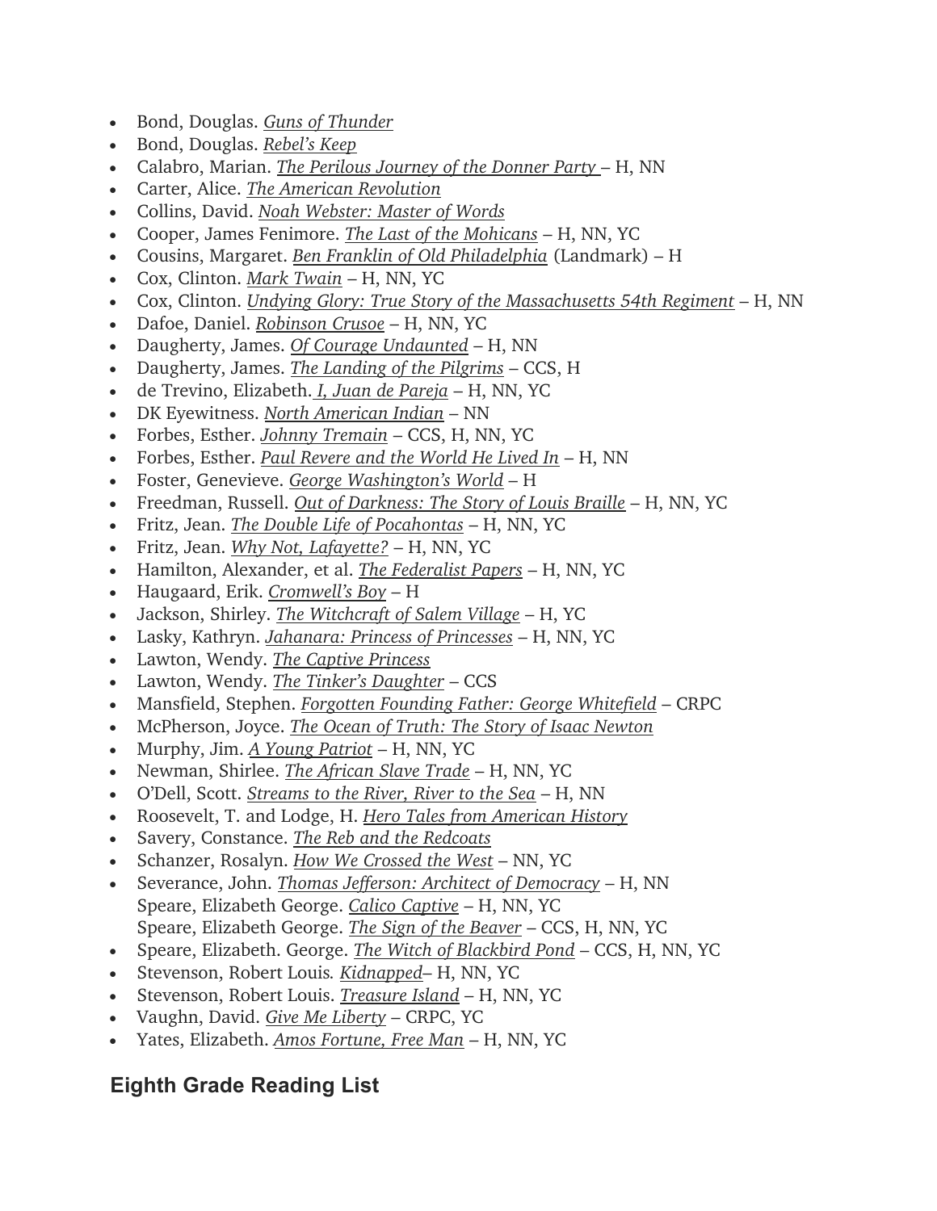- Bond, Douglas. *Guns of Thunder*
- Bond, Douglas. *Rebel's Keep*
- Calabro, Marian. *The Perilous Journey of the Donner Party* – H, NN
- Carter, Alice. *The American Revolution*
- Collins, David. *Noah Webster: Master of Words*
- Cooper, James Fenimore. *The Last of the Mohicans* – H, NN, YC
- Cousins, Margaret. *Ben Franklin of Old Philadelphia* (Landmark) – H
- Cox, Clinton. *Mark Twain* – H, NN, YC
- Cox, Clinton. *Undying Glory: True Story of the Massachusetts 54th Regiment* – H, NN
- Dafoe, Daniel. *Robinson Crusoe* – H, NN, YC
- Daugherty, James. *Of Courage Undaunted* – H, NN
- Daugherty, James. *The Landing of the Pilgrims* – CCS, H
- de Trevino, Elizabeth. *I, Juan de Pareja* – H, NN, YC
- DK Eyewitness. *North American Indian* – NN
- Forbes, Esther. *Johnny Tremain* – CCS, H, NN, YC
- Forbes, Esther. *Paul Revere and the World He Lived In* – H, NN
- Foster, Genevieve. *George Washington's World* – H
- Freedman, Russell. *Out of Darkness: The Story of Louis Braille* – H, NN, YC
- Fritz, Jean. *The Double Life of Pocahontas* – H, NN, YC
- Fritz, Jean. *Why Not, Lafayette?* – H, NN, YC
- Hamilton, Alexander, et al. *The Federalist Papers* – H, NN, YC
- Haugaard, Erik. *Cromwell's Boy* – H
- Jackson, Shirley. *The Witchcraft of Salem Village* – H, YC
- Lasky, Kathryn. *Jahanara: Princess of Princesses* – H, NN, YC
- Lawton, Wendy. *The Captive Princess*
- Lawton, Wendy. *The Tinker's Daughter* – CCS
- Mansfield, Stephen. *Forgotten Founding Father: George Whitefield* – CRPC
- McPherson, Joyce. *The Ocean of Truth: The Story of Isaac Newton*
- Murphy, Jim. *A Young Patriot* – H, NN, YC
- Newman, Shirlee. *The African Slave Trade* – H, NN, YC
- O'Dell, Scott. *Streams to the River, River to the Sea* – H, NN
- Roosevelt, T. and Lodge, H. *Hero Tales from American History*
- Savery, Constance. *The Reb and the Redcoats*
- Schanzer, Rosalyn. *How We Crossed the West* – NN, YC
- Severance, John. *Thomas Jefferson: Architect of Democracy* – H, NN
  Speare, Elizabeth George. *Calico Captive* – H, NN, YC
  Speare, Elizabeth George. *The Sign of the Beaver* – CCS, H, NN, YC
- Speare, Elizabeth. George. *The Witch of Blackbird Pond* – CCS, H, NN, YC
- Stevenson, Robert Louis. *Kidnapped*– H, NN, YC
- Stevenson, Robert Louis. *Treasure Island* – H, NN, YC
- Vaughn, David. *Give Me Liberty* – CRPC, YC
- Yates, Elizabeth. *Amos Fortune, Free Man* – H, NN, YC

## Eighth Grade Reading List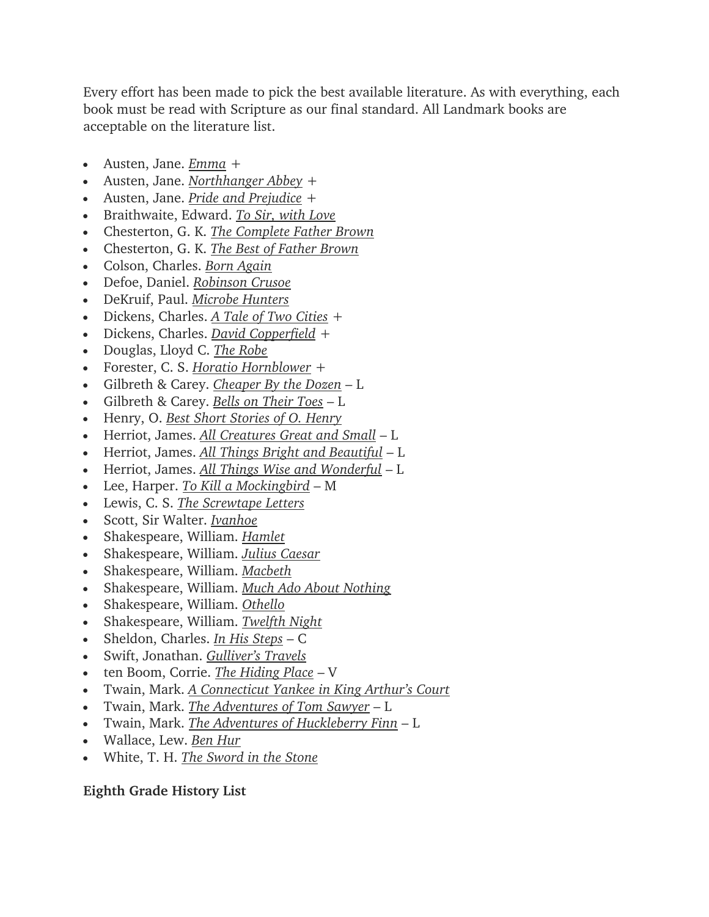Every effort has been made to pick the best available literature. As with everything, each book must be read with Scripture as our final standard. All Landmark books are acceptable on the literature list.

- Austen, Jane. *Emma* +
- Austen, Jane. *Northhanger Abbey* +
- Austen, Jane. *Pride and Prejudice* +
- Braithwaite, Edward. *To Sir, with Love*
- Chesterton, G. K. *The Complete Father Brown*
- Chesterton, G. K. *The Best of Father Brown*
- Colson, Charles. *Born Again*
- Defoe, Daniel. *Robinson Crusoe*
- DeKruif, Paul. *Microbe Hunters*
- Dickens, Charles. *A Tale of Two Cities* +
- Dickens, Charles. *David Copperfield* +
- Douglas, Lloyd C. *The Robe*
- Forester, C. S. *Horatio Hornblower* +
- Gilbreth & Carey. *Cheaper By the Dozen* – L
- Gilbreth & Carey. *Bells on Their Toes* – L
- Henry, O. *Best Short Stories of O. Henry*
- Herriot, James. *All Creatures Great and Small* – L
- Herriot, James. *All Things Bright and Beautiful* – L
- Herriot, James. *All Things Wise and Wonderful* – L
- Lee, Harper. *To Kill a Mockingbird* – M
- Lewis, C. S. *The Screwtape Letters*
- Scott, Sir Walter. *Ivanhoe*
- Shakespeare, William. *Hamlet*
- Shakespeare, William. *Julius Caesar*
- Shakespeare, William. *Macbeth*
- Shakespeare, William. *Much Ado About Nothing*
- Shakespeare, William. *Othello*
- Shakespeare, William. *Twelfth Night*
- Sheldon, Charles. *In His Steps* – C
- Swift, Jonathan. *Gulliver's Travels*
- ten Boom, Corrie. *The Hiding Place* – V
- Twain, Mark. *A Connecticut Yankee in King Arthur's Court*
- Twain, Mark. *The Adventures of Tom Sawyer* – L
- Twain, Mark. *The Adventures of Huckleberry Finn* – L
- Wallace, Lew. *Ben Hur*
- White, T. H. *The Sword in the Stone*

**Eighth Grade History List**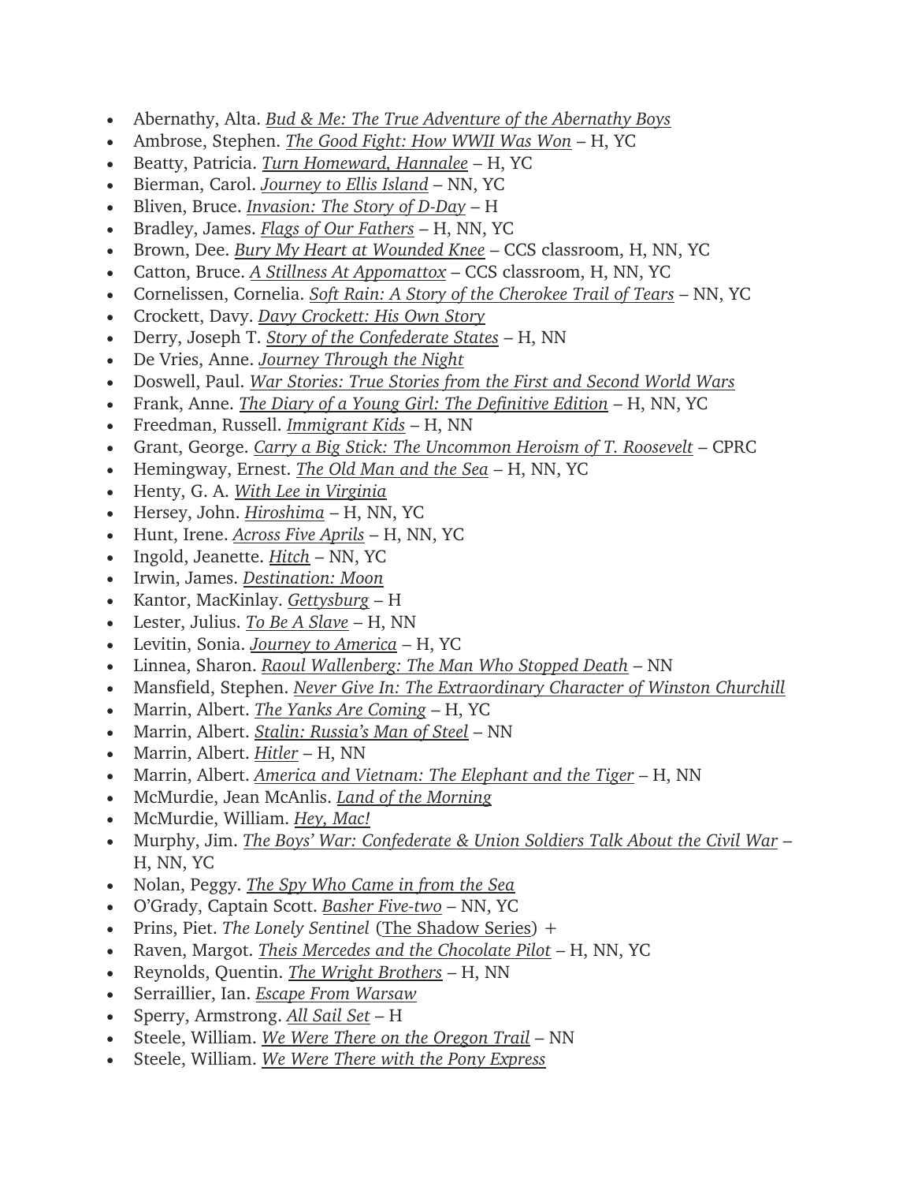- Abernathy, Alta. *Bud & Me: The True Adventure of the Abernathy Boys*
- Ambrose, Stephen. *The Good Fight: How WWII Was Won* – H, YC
- Beatty, Patricia. *Turn Homeward, Hannalee* – H, YC
- Bierman, Carol. *Journey to Ellis Island* – NN, YC
- Bliven, Bruce. *Invasion: The Story of D-Day* – H
- Bradley, James. *Flags of Our Fathers* – H, NN, YC
- Brown, Dee. *Bury My Heart at Wounded Knee* – CCS classroom, H, NN, YC
- Catton, Bruce. *A Stillness At Appomattox* – CCS classroom, H, NN, YC
- Cornelissen, Cornelia. *Soft Rain: A Story of the Cherokee Trail of Tears* – NN, YC
- Crockett, Davy. *Davy Crockett: His Own Story*
- Derry, Joseph T. *Story of the Confederate States* – H, NN
- De Vries, Anne. *Journey Through the Night*
- Doswell, Paul. *War Stories: True Stories from the First and Second World Wars*
- Frank, Anne. *The Diary of a Young Girl: The Definitive Edition* – H, NN, YC
- Freedman, Russell. *Immigrant Kids* – H, NN
- Grant, George. *Carry a Big Stick: The Uncommon Heroism of T. Roosevelt* – CPRC
- Hemingway, Ernest. *The Old Man and the Sea* – H, NN, YC
- Henty, G. A. *With Lee in Virginia*
- Hersey, John. *Hiroshima* – H, NN, YC
- Hunt, Irene. *Across Five Aprils* – H, NN, YC
- Ingold, Jeanette. *Hitch* – NN, YC
- Irwin, James. *Destination: Moon*
- Kantor, MacKinlay. *Gettysburg* – H
- Lester, Julius. *To Be A Slave* – H, NN
- Levitin, Sonia. *Journey to America* – H, YC
- Linnea, Sharon. *Raoul Wallenberg: The Man Who Stopped Death* – NN
- Mansfield, Stephen. *Never Give In: The Extraordinary Character of Winston Churchill*
- Marrin, Albert. *The Yanks Are Coming* – H, YC
- Marrin, Albert. *Stalin: Russia's Man of Steel* – NN
- Marrin, Albert. *Hitler* – H, NN
- Marrin, Albert. *America and Vietnam: The Elephant and the Tiger* – H, NN
- McMurdie, Jean McAnlis. *Land of the Morning*
- McMurdie, William. *Hey, Mac!*
- Murphy, Jim. *The Boys' War: Confederate & Union Soldiers Talk About the Civil War* – H, NN, YC
- Nolan, Peggy. *The Spy Who Came in from the Sea*
- O'Grady, Captain Scott. *Basher Five-two* – NN, YC
- Prins, Piet. *The Lonely Sentinel* (The Shadow Series) +
- Raven, Margot. *Theis Mercedes and the Chocolate Pilot* – H, NN, YC
- Reynolds, Quentin. *The Wright Brothers* – H, NN
- Serraillier, Ian. *Escape From Warsaw*
- Sperry, Armstrong. *All Sail Set* – H
- Steele, William. *We Were There on the Oregon Trail* – NN
- Steele, William. *We Were There with the Pony Express*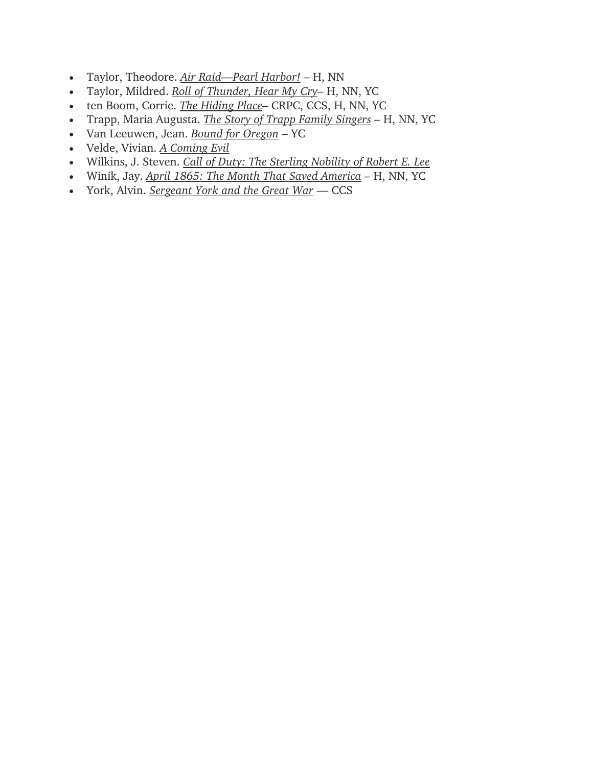- Taylor, Theodore. *Air Raid—Pearl Harbor!* – H, NN
- Taylor, Mildred. *Roll of Thunder, Hear My Cry*– H, NN, YC
- ten Boom, Corrie. *The Hiding Place*– CRPC, CCS, H, NN, YC
- Trapp, Maria Augusta. *The Story of Trapp Family Singers* – H, NN, YC
- Van Leeuwen, Jean. *Bound for Oregon* – YC
- Velde, Vivian. *A Coming Evil*
- Wilkins, J. Steven. *Call of Duty: The Sterling Nobility of Robert E. Lee*
- Winik, Jay. *April 1865: The Month That Saved America* – H, NN, YC
- York, Alvin. *Sergeant York and the Great War* — CCS